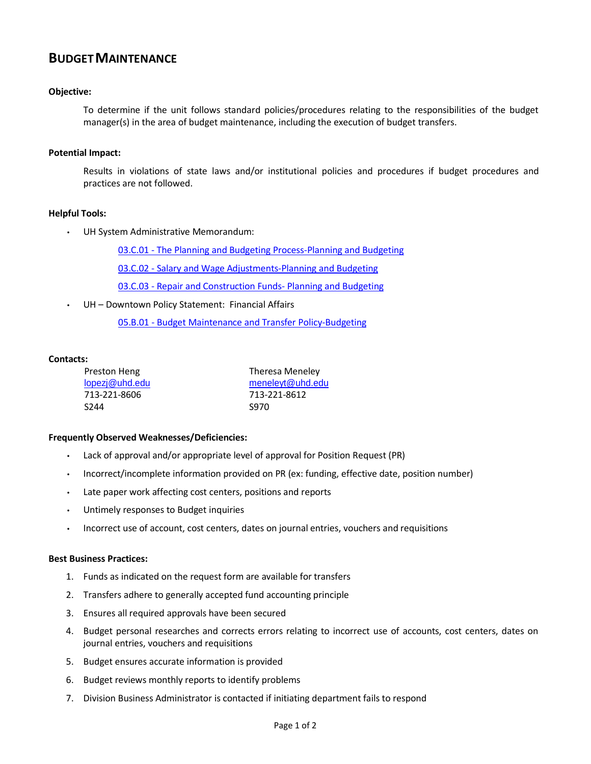# BUDGET MAINTENANCE

**Objective:**

To determine if the unit follows standard policies/procedures relating to the responsibilities of the budget manager(s) in the area of budget maintenance, including the execution of budget transfers.

**Potential Impact:**

Results in violations of state laws and/or institutional policies and procedures if budget procedures and practices are not followed.

**Helpful Tools:**

- UH System Administrative Memorandum:
  - 03.C.01 - The Planning and Budgeting Process-Planning and Budgeting
  - 03.C.02 - Salary and Wage Adjustments-Planning and Budgeting
  - 03.C.03 - Repair and Construction Funds- Planning and Budgeting
- UH – Downtown Policy Statement: Financial Affairs
  - 05.B.01 - Budget Maintenance and Transfer Policy-Budgeting

**Contacts:**

Preston Heng
lopezj@uhd.edu
713-221-8606
S244

Theresa Meneley
meneleyt@uhd.edu
713-221-8612
S970

**Frequently Observed Weaknesses/Deficiencies:**

- Lack of approval and/or appropriate level of approval for Position Request (PR)
- Incorrect/incomplete information provided on PR (ex: funding, effective date, position number)
- Late paper work affecting cost centers, positions and reports
- Untimely responses to Budget inquiries
- Incorrect use of account, cost centers, dates on journal entries, vouchers and requisitions

**Best Business Practices:**

1. Funds as indicated on the request form are available for transfers
2. Transfers adhere to generally accepted fund accounting principle
3. Ensures all required approvals have been secured
4. Budget personal researches and corrects errors relating to incorrect use of accounts, cost centers, dates on journal entries, vouchers and requisitions
5. Budget ensures accurate information is provided
6. Budget reviews monthly reports to identify problems
7. Division Business Administrator is contacted if initiating department fails to respond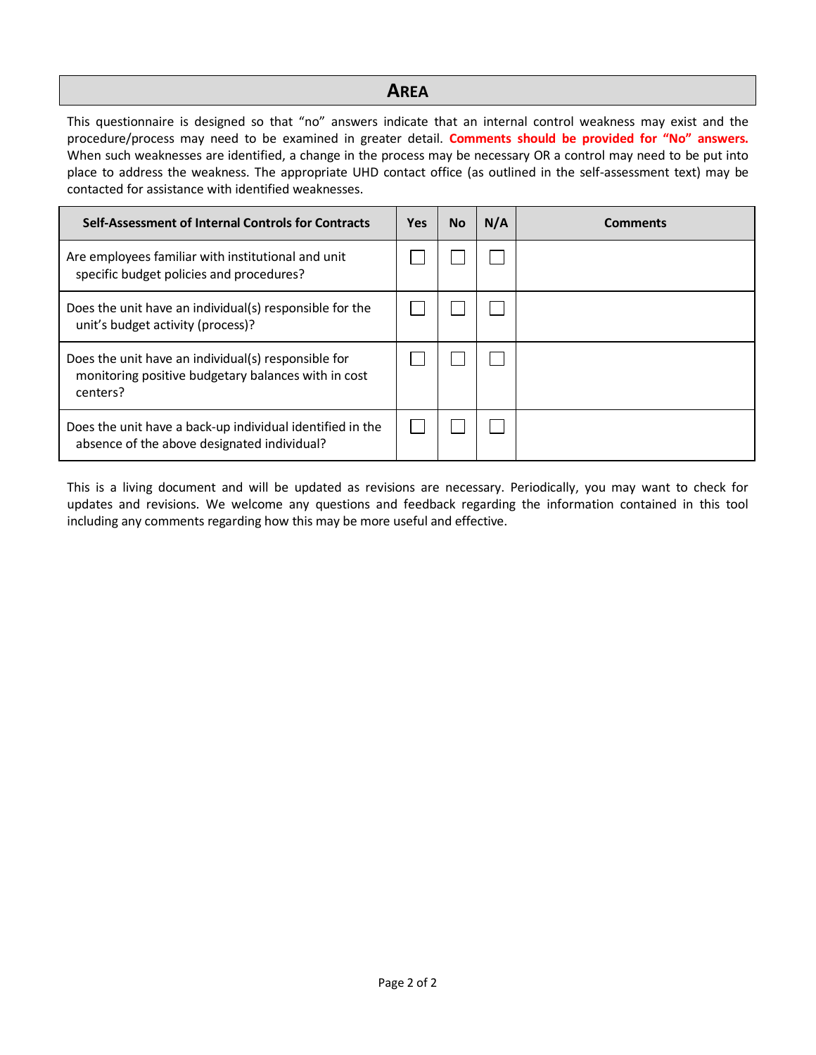## AREA

This questionnaire is designed so that "no" answers indicate that an internal control weakness may exist and the procedure/process may need to be examined in greater detail. **Comments should be provided for "No" answers.** When such weaknesses are identified, a change in the process may be necessary OR a control may need to be put into place to address the weakness. The appropriate UHD contact office (as outlined in the self-assessment text) may be contacted for assistance with identified weaknesses.

| Self-Assessment of Internal Controls for Contracts | Yes | No | N/A | Comments |
|---|---|---|---|---|
| Are employees familiar with institutional and unit specific budget policies and procedures? | ☐ | ☐ | ☐ | |
| Does the unit have an individual(s) responsible for the unit's budget activity (process)? | ☐ | ☐ | ☐ | |
| Does the unit have an individual(s) responsible for monitoring positive budgetary balances with in cost centers? | ☐ | ☐ | ☐ | |
| Does the unit have a back-up individual identified in the absence of the above designated individual? | ☐ | ☐ | ☐ | |

This is a living document and will be updated as revisions are necessary. Periodically, you may want to check for updates and revisions. We welcome any questions and feedback regarding the information contained in this tool including any comments regarding how this may be more useful and effective.